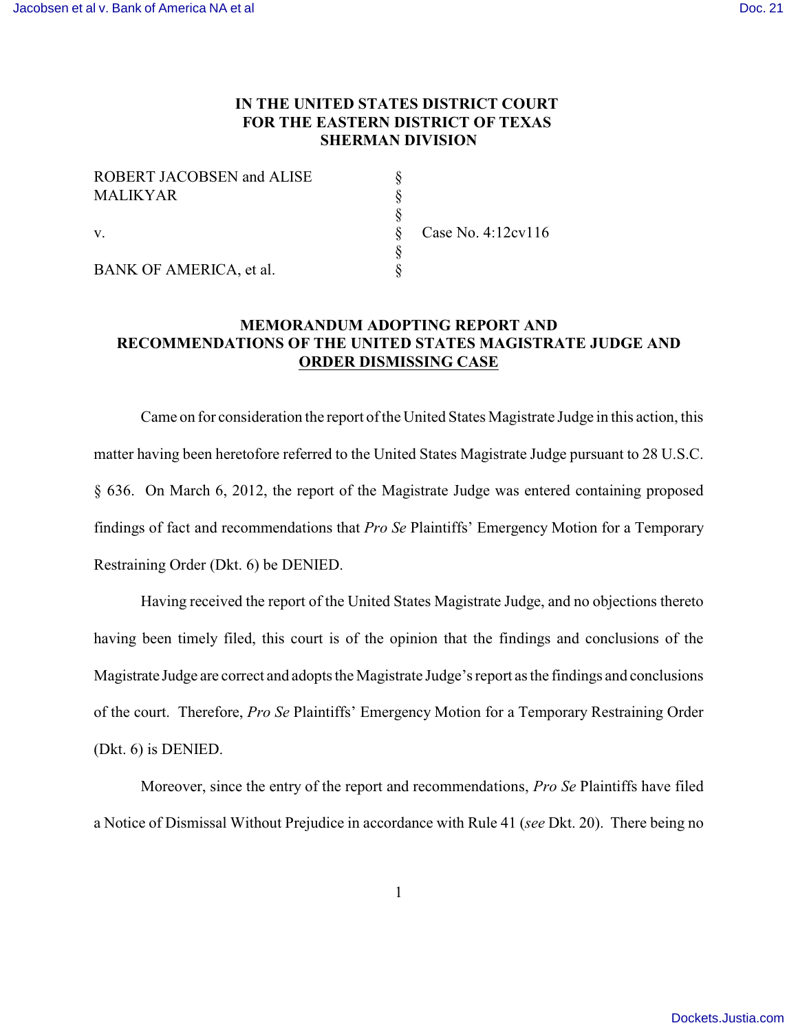**IN THE UNITED STATES DISTRICT COURT**
**FOR THE EASTERN DISTRICT OF TEXAS**
**SHERMAN DIVISION**

| | | |
|---|---|---|
| ROBERT JACOBSEN and ALISE MALIKYAR | § | |
| | § | |
| v. | § | Case No. 4:12cv116 |
| | § | |
| BANK OF AMERICA, et al. | § | |

**MEMORANDUM ADOPTING REPORT AND RECOMMENDATIONS OF THE UNITED STATES MAGISTRATE JUDGE AND ORDER DISMISSING CASE**

Came on for consideration the report of the United States Magistrate Judge in this action, this matter having been heretofore referred to the United States Magistrate Judge pursuant to 28 U.S.C. § 636. On March 6, 2012, the report of the Magistrate Judge was entered containing proposed findings of fact and recommendations that *Pro Se* Plaintiffs' Emergency Motion for a Temporary Restraining Order (Dkt. 6) be DENIED.

Having received the report of the United States Magistrate Judge, and no objections thereto having been timely filed, this court is of the opinion that the findings and conclusions of the Magistrate Judge are correct and adopts the Magistrate Judge's report as the findings and conclusions of the court. Therefore, *Pro Se* Plaintiffs' Emergency Motion for a Temporary Restraining Order (Dkt. 6) is DENIED.

Moreover, since the entry of the report and recommendations, *Pro Se* Plaintiffs have filed a Notice of Dismissal Without Prejudice in accordance with Rule 41 (*see* Dkt. 20). There being no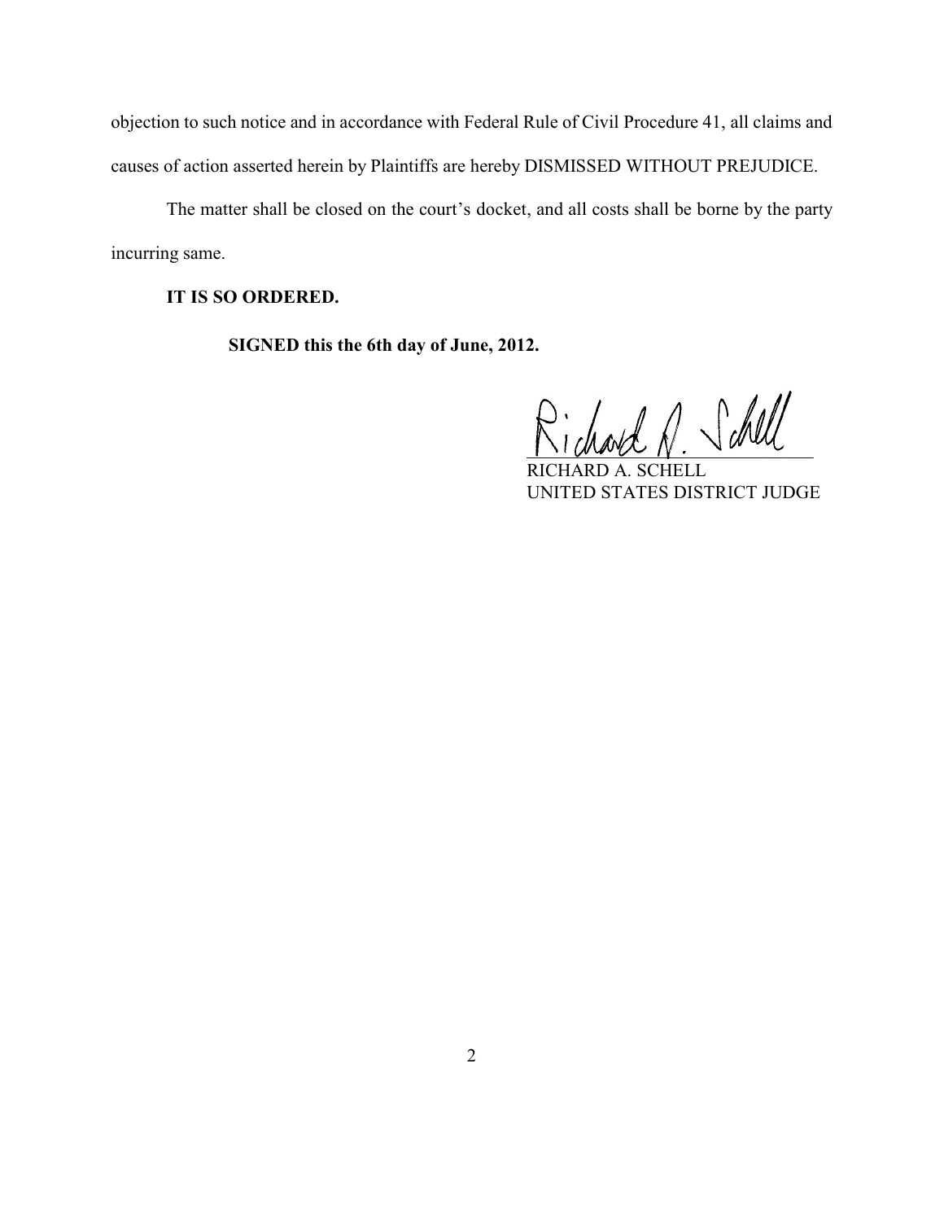objection to such notice and in accordance with Federal Rule of Civil Procedure 41, all claims and causes of action asserted herein by Plaintiffs are hereby DISMISSED WITHOUT PREJUDICE.

The matter shall be closed on the court's docket, and all costs shall be borne by the party incurring same.

**IT IS SO ORDERED.**

**SIGNED this the 6th day of June, 2012.**

RICHARD A. SCHELL
UNITED STATES DISTRICT JUDGE